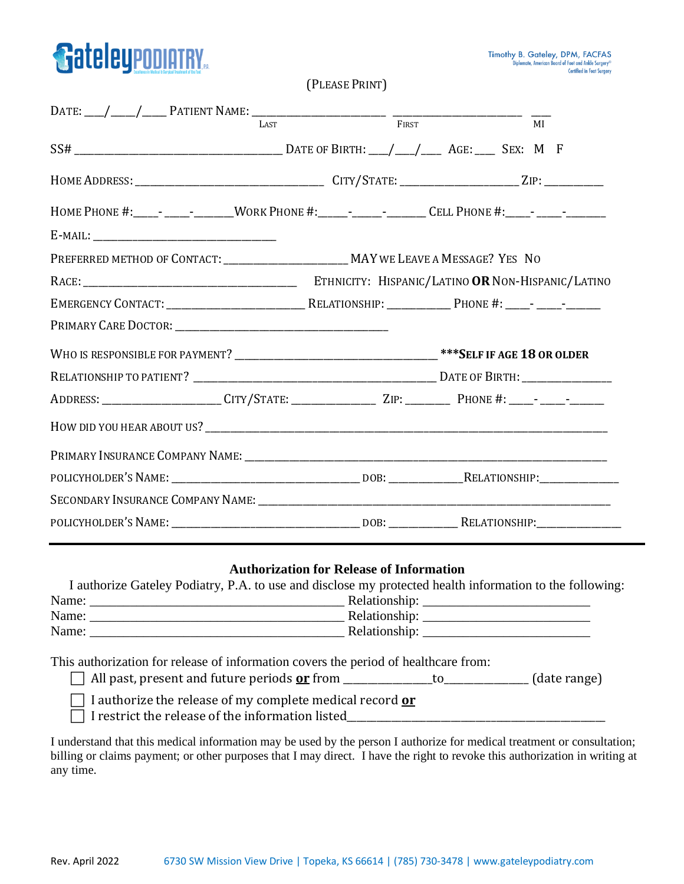GateleyPODIATRY P.A.

Timothy B. Gateley, DPM, FACFAS
Diplomate, American Board of Foot and Ankle Surgery®
Certified in Foot Surgery

(PLEASE PRINT)

DATE: ___/____/____ PATIENT NAME: ________________________ ________________________ ___
LAST FIRST MI

SS# ____________________________________ DATE OF BIRTH: ___/___/___ AGE: ___ SEX: M F

HOME ADDRESS: ________________________________ CITY/STATE: ____________________ ZIP: __________

HOME PHONE #:____-____-______WORK PHONE #:_____-_____-______ CELL PHONE #:____-____-______

E-MAIL: ________________________________

PREFERRED METHOD OF CONTACT: _____________________ MAY WE LEAVE A MESSAGE? YES NO

RACE: ____________________________________ ETHNICITY: HISPANIC/LATINO **OR** NON-HISPANIC/LATINO

EMERGENCY CONTACT: ________________________ RELATIONSHIP: ___________ PHONE #: ____-____-_____

PRIMARY CARE DOCTOR: _____________________________________

WHO IS RESPONSIBLE FOR PAYMENT? __________________________________ **\*\*\*SELF IF AGE 18 OR OLDER**

RELATIONSHIP TO PATIENT? __________________________________________ DATE OF BIRTH: _______________

ADDRESS: ____________________ CITY/STATE: ______________ ZIP: ________ PHONE #: ____-____-______

HOW DID YOU HEAR ABOUT US? _________________________________________________________________________

PRIMARY INSURANCE COMPANY NAME: _________________________________________________________________

POLICYHOLDER'S NAME: _________________________________ DOB: ____________RELATIONSHIP:______________

SECONDARY INSURANCE COMPANY NAME: ______________________________________________________________

POLICYHOLDER'S NAME: _________________________________ DOB: ____________ RELATIONSHIP:______________

---

## Authorization for Release of Information

I authorize Gateley Podiatry, P.A. to use and disclose my protected health information to the following:

Name: ________________________________________ Relationship: __________________________

Name: ________________________________________ Relationship: __________________________

Name: ________________________________________ Relationship: __________________________

This authorization for release of information covers the period of healthcare from:

☐ All past, present and future periods **or** from ______________to_____________ (date range)

☐ I authorize the release of my complete medical record **or**

☐ I restrict the release of the information listed___________________________________________

I understand that this medical information may be used by the person I authorize for medical treatment or consultation; billing or claims payment; or other purposes that I may direct. I have the right to revoke this authorization in writing at any time.

Rev. April 2022 6730 SW Mission View Drive | Topeka, KS 66614 | (785) 730-3478 | www.gateleypodiatry.com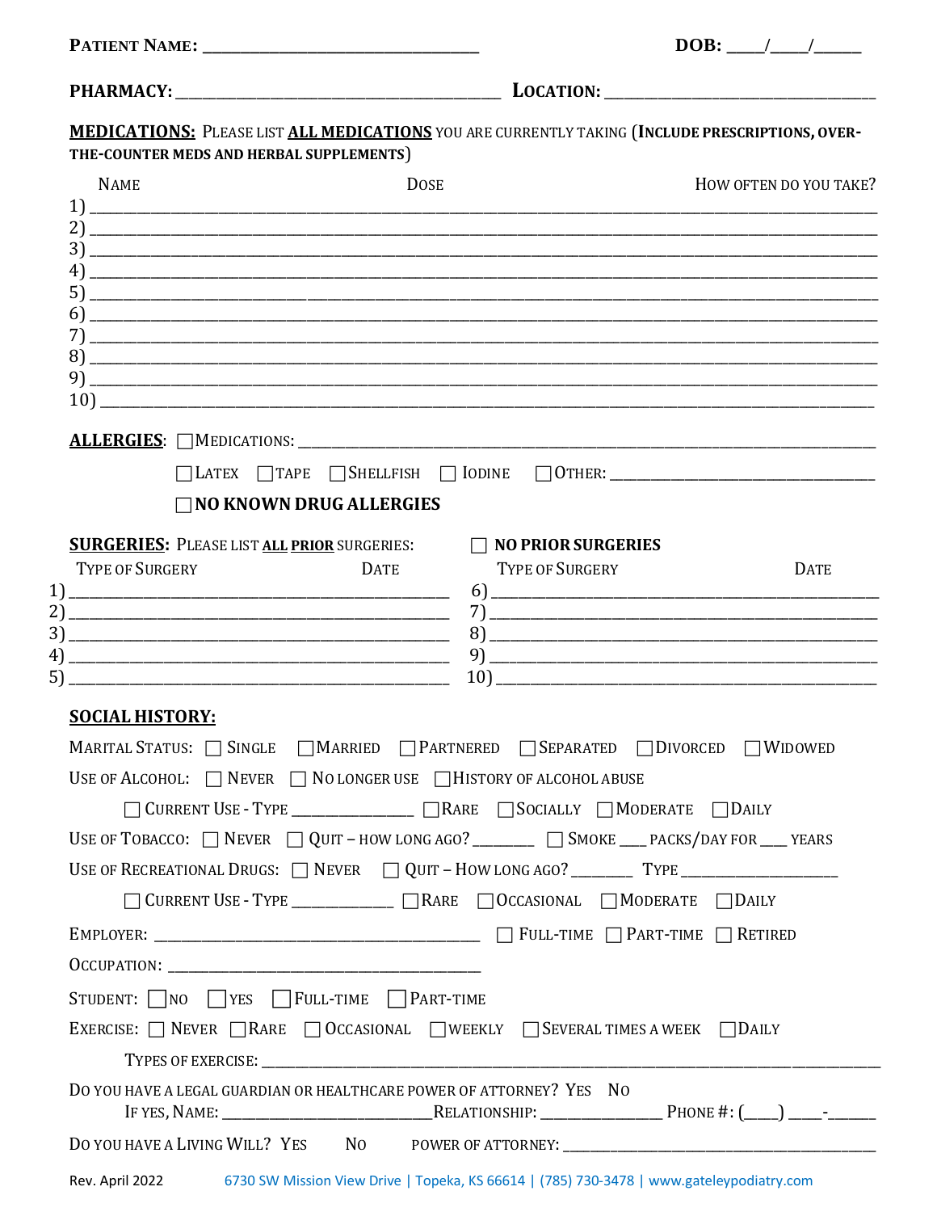**PATIENT NAME:** ______________________________ **DOB:** ____/____/_____

**PHARMACY:** ___________________________________ **LOCATION:** ______________________________

**MEDICATIONS:** PLEASE LIST **ALL MEDICATIONS** YOU ARE CURRENTLY TAKING (**INCLUDE PRESCRIPTIONS, OVER-THE-COUNTER MEDS AND HERBAL SUPPLEMENTS**)

| | NAME | DOSE | HOW OFTEN DO YOU TAKE? |
|---|---|---|---|
| 1) | | | |
| 2) | | | |
| 3) | | | |
| 4) | | | |
| 5) | | | |
| 6) | | | |
| 7) | | | |
| 8) | | | |
| 9) | | | |
| 10) | | | |

**ALLERGIES**: ☐ MEDICATIONS: ____________________________________________

☐ LATEX ☐ TAPE ☐ SHELLFISH ☐ IODINE ☐ OTHER: ______________________________

☐ **NO KNOWN DRUG ALLERGIES**

**SURGERIES:** PLEASE LIST **ALL PRIOR** SURGERIES: ☐ **NO PRIOR SURGERIES**

| | TYPE OF SURGERY | DATE | | TYPE OF SURGERY | DATE |
|---|---|---|---|---|---|
| 1) | | | 6) | | |
| 2) | | | 7) | | |
| 3) | | | 8) | | |
| 4) | | | 9) | | |
| 5) | | | 10) | | |

**SOCIAL HISTORY:**

MARITAL STATUS: ☐ SINGLE ☐ MARRIED ☐ PARTNERED ☐ SEPARATED ☐ DIVORCED ☐ WIDOWED

USE OF ALCOHOL: ☐ NEVER ☐ NO LONGER USE ☐ HISTORY OF ALCOHOL ABUSE

☐ CURRENT USE - TYPE ______________ ☐ RARE ☐ SOCIALLY ☐ MODERATE ☐ DAILY

USE OF TOBACCO: ☐ NEVER ☐ QUIT – HOW LONG AGO? _______ ☐ SMOKE ___ PACKS/DAY FOR ___ YEARS

USE OF RECREATIONAL DRUGS: ☐ NEVER ☐ QUIT – HOW LONG AGO? _______ TYPE ___________________

☐ CURRENT USE - TYPE ____________ ☐ RARE ☐ OCCASIONAL ☐ MODERATE ☐ DAILY

EMPLOYER: ______________________________________ ☐ FULL-TIME ☐ PART-TIME ☐ RETIRED

OCCUPATION: ____________________________________

STUDENT: ☐ NO ☐ YES ☐ FULL-TIME ☐ PART-TIME

EXERCISE: ☐ NEVER ☐ RARE ☐ OCCASIONAL ☐ WEEKLY ☐ SEVERAL TIMES A WEEK ☐ DAILY

TYPES OF EXERCISE: ______________________________________________________________

DO YOU HAVE A LEGAL GUARDIAN OR HEALTHCARE POWER OF ATTORNEY? YES NO

IF YES, NAME: _________________________ RELATIONSHIP: ______________ PHONE #: (____) ____-______

DO YOU HAVE A LIVING WILL? YES NO POWER OF ATTORNEY: ______________________________________

Rev. April 2022 6730 SW Mission View Drive | Topeka, KS 66614 | (785) 730-3478 | www.gateleypodiatry.com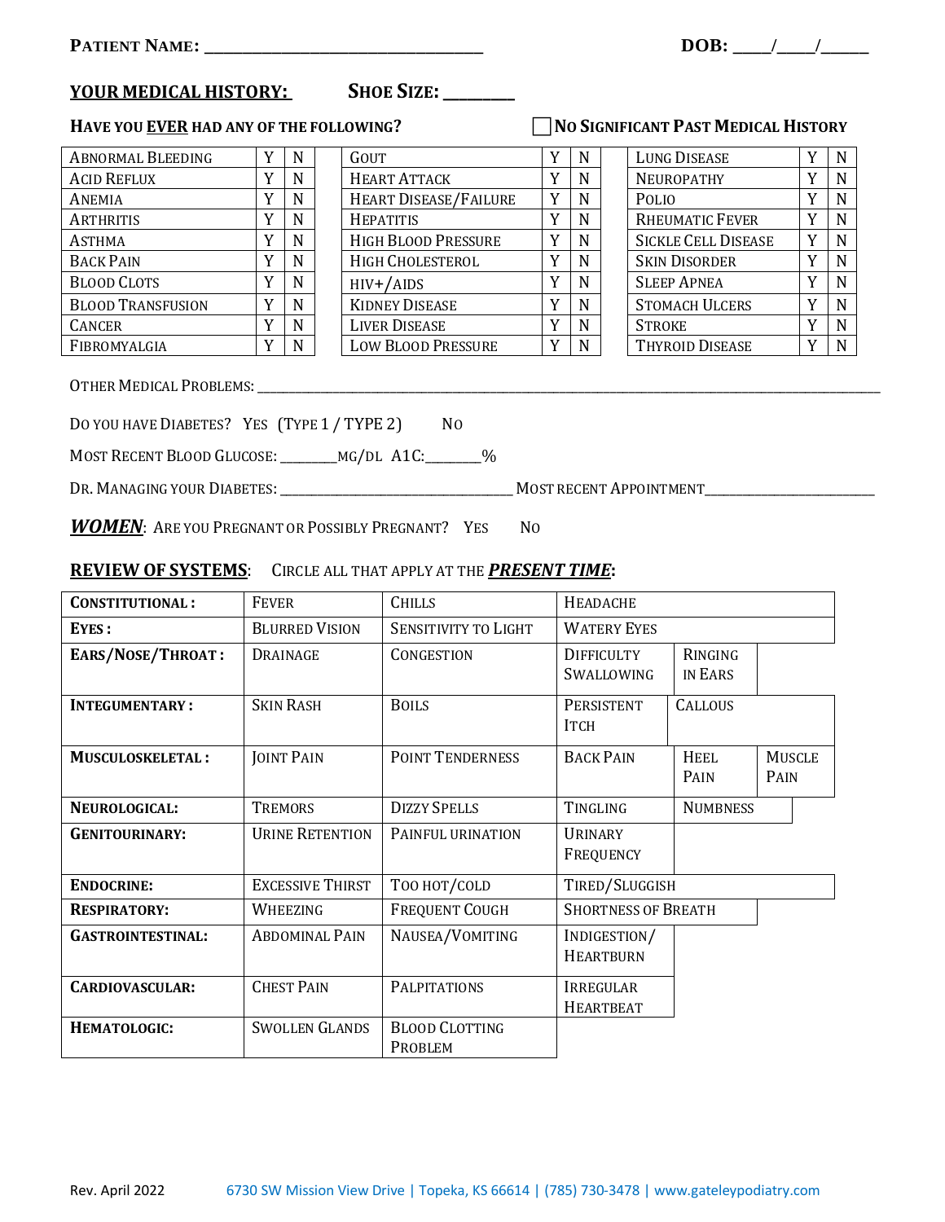**PATIENT NAME:** ______________________________ **DOB:** ____/____/_____

**YOUR MEDICAL HISTORY:** **SHOE SIZE:** ________

**HAVE YOU EVER HAD ANY OF THE FOLLOWING?** ☐ **NO SIGNIFICANT PAST MEDICAL HISTORY**

| | | | | | | | | |
|---|---|---|---|---|---|---|---|---|
| ABNORMAL BLEEDING | Y | N | GOUT | Y | N | LUNG DISEASE | Y | N |
| ACID REFLUX | Y | N | HEART ATTACK | Y | N | NEUROPATHY | Y | N |
| ANEMIA | Y | N | HEART DISEASE/FAILURE | Y | N | POLIO | Y | N |
| ARTHRITIS | Y | N | HEPATITIS | Y | N | RHEUMATIC FEVER | Y | N |
| ASTHMA | Y | N | HIGH BLOOD PRESSURE | Y | N | SICKLE CELL DISEASE | Y | N |
| BACK PAIN | Y | N | HIGH CHOLESTEROL | Y | N | SKIN DISORDER | Y | N |
| BLOOD CLOTS | Y | N | HIV+/AIDS | Y | N | SLEEP APNEA | Y | N |
| BLOOD TRANSFUSION | Y | N | KIDNEY DISEASE | Y | N | STOMACH ULCERS | Y | N |
| CANCER | Y | N | LIVER DISEASE | Y | N | STROKE | Y | N |
| FIBROMYALGIA | Y | N | LOW BLOOD PRESSURE | Y | N | THYROID DISEASE | Y | N |

OTHER MEDICAL PROBLEMS: ______________________________________________________________

DO YOU HAVE DIABETES? YES (TYPE 1 / TYPE 2) NO

MOST RECENT BLOOD GLUCOSE: _______MG/DL A1C:_______%

DR. MANAGING YOUR DIABETES: ______________________________ MOST RECENT APPOINTMENT______________________

***WOMEN***: ARE YOU PREGNANT OR POSSIBLY PREGNANT? YES NO

**REVIEW OF SYSTEMS**: CIRCLE ALL THAT APPLY AT THE ***PRESENT TIME***:

| | | | | | |
|---|---|---|---|---|---|
| **CONSTITUTIONAL :** | FEVER | CHILLS | HEADACHE | | |
| **EYES :** | BLURRED VISION | SENSITIVITY TO LIGHT | WATERY EYES | | |
| **EARS/NOSE/THROAT :** | DRAINAGE | CONGESTION | DIFFICULTY SWALLOWING | RINGING IN EARS | |
| **INTEGUMENTARY :** | SKIN RASH | BOILS | PERSISTENT ITCH | CALLOUS | |
| **MUSCULOSKELETAL :** | JOINT PAIN | POINT TENDERNESS | BACK PAIN | HEEL PAIN | MUSCLE PAIN |
| **NEUROLOGICAL:** | TREMORS | DIZZY SPELLS | TINGLING | NUMBNESS | |
| **GENITOURINARY:** | URINE RETENTION | PAINFUL URINATION | URINARY FREQUENCY | | |
| **ENDOCRINE:** | EXCESSIVE THIRST | TOO HOT/COLD | TIRED/SLUGGISH | | |
| **RESPIRATORY:** | WHEEZING | FREQUENT COUGH | SHORTNESS OF BREATH | | |
| **GASTROINTESTINAL:** | ABDOMINAL PAIN | NAUSEA/VOMITING | INDIGESTION/ HEARTBURN | | |
| **CARDIOVASCULAR:** | CHEST PAIN | PALPITATIONS | IRREGULAR HEARTBEAT | | |
| **HEMATOLOGIC:** | SWOLLEN GLANDS | BLOOD CLOTTING PROBLEM | | | |

Rev. April 2022 6730 SW Mission View Drive | Topeka, KS 66614 | (785) 730-3478 | www.gateleypodiatry.com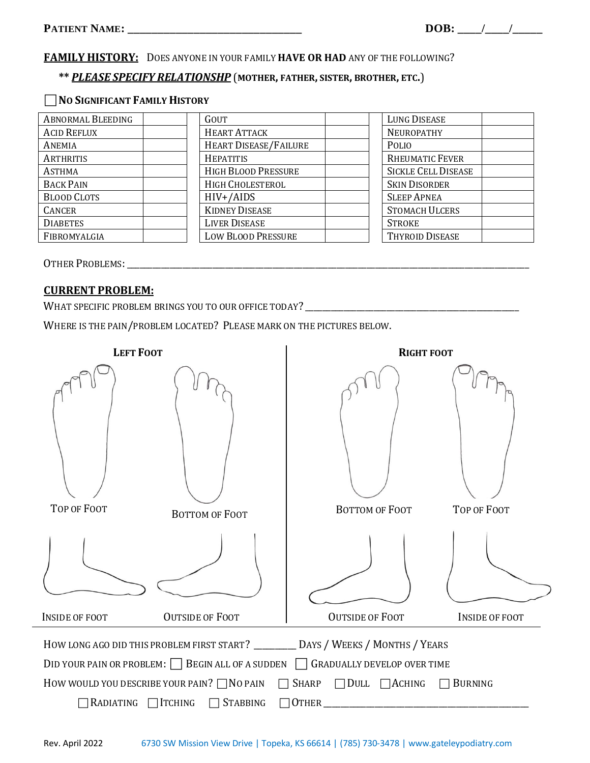**PATIENT NAME:** ______________________________ **DOB:** ____/____/_____

**FAMILY HISTORY:** DOES ANYONE IN YOUR FAMILY **HAVE OR HAD** ANY OF THE FOLLOWING?

** ***PLEASE SPECIFY RELATIONSHP*** (**MOTHER, FATHER, SISTER, BROTHER, ETC.**)

☐ **NO SIGNIFICANT FAMILY HISTORY**

| | | | | | |
|---|---|---|---|---|---|
| ABNORMAL BLEEDING | | GOUT | | LUNG DISEASE | |
| ACID REFLUX | | HEART ATTACK | | NEUROPATHY | |
| ANEMIA | | HEART DISEASE/FAILURE | | POLIO | |
| ARTHRITIS | | HEPATITIS | | RHEUMATIC FEVER | |
| ASTHMA | | HIGH BLOOD PRESSURE | | SICKLE CELL DISEASE | |
| BACK PAIN | | HIGH CHOLESTEROL | | SKIN DISORDER | |
| BLOOD CLOTS | | HIV+/AIDS | | SLEEP APNEA | |
| CANCER | | KIDNEY DISEASE | | STOMACH ULCERS | |
| DIABETES | | LIVER DISEASE | | STROKE | |
| FIBROMYALGIA | | LOW BLOOD PRESSURE | | THYROID DISEASE | |

OTHER PROBLEMS: ______________________________________________________________

**CURRENT PROBLEM:**

WHAT SPECIFIC PROBLEM BRINGS YOU TO OUR OFFICE TODAY? ________________________________

WHERE IS THE PAIN/PROBLEM LOCATED? PLEASE MARK ON THE PICTURES BELOW.

**LEFT FOOT**

TOP OF FOOT BOTTOM OF FOOT

INSIDE OF FOOT OUTSIDE OF FOOT

**RIGHT FOOT**

BOTTOM OF FOOT TOP OF FOOT

OUTSIDE OF FOOT INSIDE OF FOOT

HOW LONG AGO DID THIS PROBLEM FIRST START? ________ DAYS / WEEKS / MONTHS / YEARS

DID YOUR PAIN OR PROBLEM: ☐ BEGIN ALL OF A SUDDEN ☐ GRADUALLY DEVELOP OVER TIME

HOW WOULD YOU DESCRIBE YOUR PAIN? ☐ NO PAIN ☐ SHARP ☐ DULL ☐ ACHING ☐ BURNING

☐ RADIATING ☐ ITCHING ☐ STABBING ☐ OTHER ______________________________

Rev. April 2022 6730 SW Mission View Drive | Topeka, KS 66614 | (785) 730-3478 | www.gateleypodiatry.com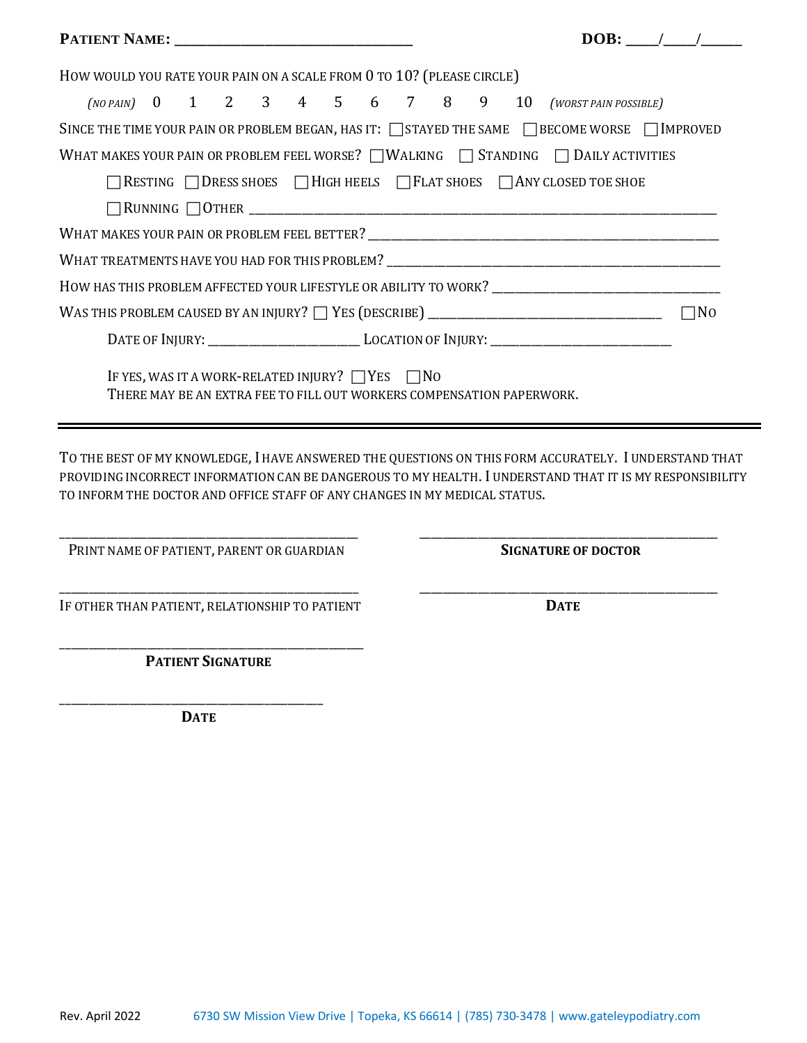**PATIENT NAME: ______________________________** **DOB: ____/____/_____**

HOW WOULD YOU RATE YOUR PAIN ON A SCALE FROM 0 TO 10? (PLEASE CIRCLE)

*(NO PAIN)* 0 1 2 3 4 5 6 7 8 9 10 *(WORST PAIN POSSIBLE)*

SINCE THE TIME YOUR PAIN OR PROBLEM BEGAN, HAS IT: ☐ STAYED THE SAME ☐ BECOME WORSE ☐ IMPROVED

WHAT MAKES YOUR PAIN OR PROBLEM FEEL WORSE? ☐ WALKING ☐ STANDING ☐ DAILY ACTIVITIES

☐ RESTING ☐ DRESS SHOES ☐ HIGH HEELS ☐ FLAT SHOES ☐ ANY CLOSED TOE SHOE

☐ RUNNING ☐ OTHER ______________________________________________________________

WHAT MAKES YOUR PAIN OR PROBLEM FEEL BETTER? ______________________________________________

WHAT TREATMENTS HAVE YOU HAD FOR THIS PROBLEM? ____________________________________________

HOW HAS THIS PROBLEM AFFECTED YOUR LIFESTYLE OR ABILITY TO WORK? ___________________________

WAS THIS PROBLEM CAUSED BY AN INJURY? ☐ YES (DESCRIBE) ______________________________ ☐ NO

DATE OF INJURY: ____________________ LOCATION OF INJURY: ________________________

IF YES, WAS IT A WORK-RELATED INJURY? ☐ YES ☐ NO
THERE MAY BE AN EXTRA FEE TO FILL OUT WORKERS COMPENSATION PAPERWORK.

---

TO THE BEST OF MY KNOWLEDGE, I HAVE ANSWERED THE QUESTIONS ON THIS FORM ACCURATELY. I UNDERSTAND THAT PROVIDING INCORRECT INFORMATION CAN BE DANGEROUS TO MY HEALTH. I UNDERSTAND THAT IT IS MY RESPONSIBILITY TO INFORM THE DOCTOR AND OFFICE STAFF OF ANY CHANGES IN MY MEDICAL STATUS.

______________________________________
PRINT NAME OF PATIENT, PARENT OR GUARDIAN

______________________________________
**SIGNATURE OF DOCTOR**

______________________________________
IF OTHER THAN PATIENT, RELATIONSHIP TO PATIENT

______________________________________
**DATE**

______________________________________
**PATIENT SIGNATURE**

______________________________________
**DATE**

Rev. April 2022 6730 SW Mission View Drive | Topeka, KS 66614 | (785) 730-3478 | www.gateleypodiatry.com